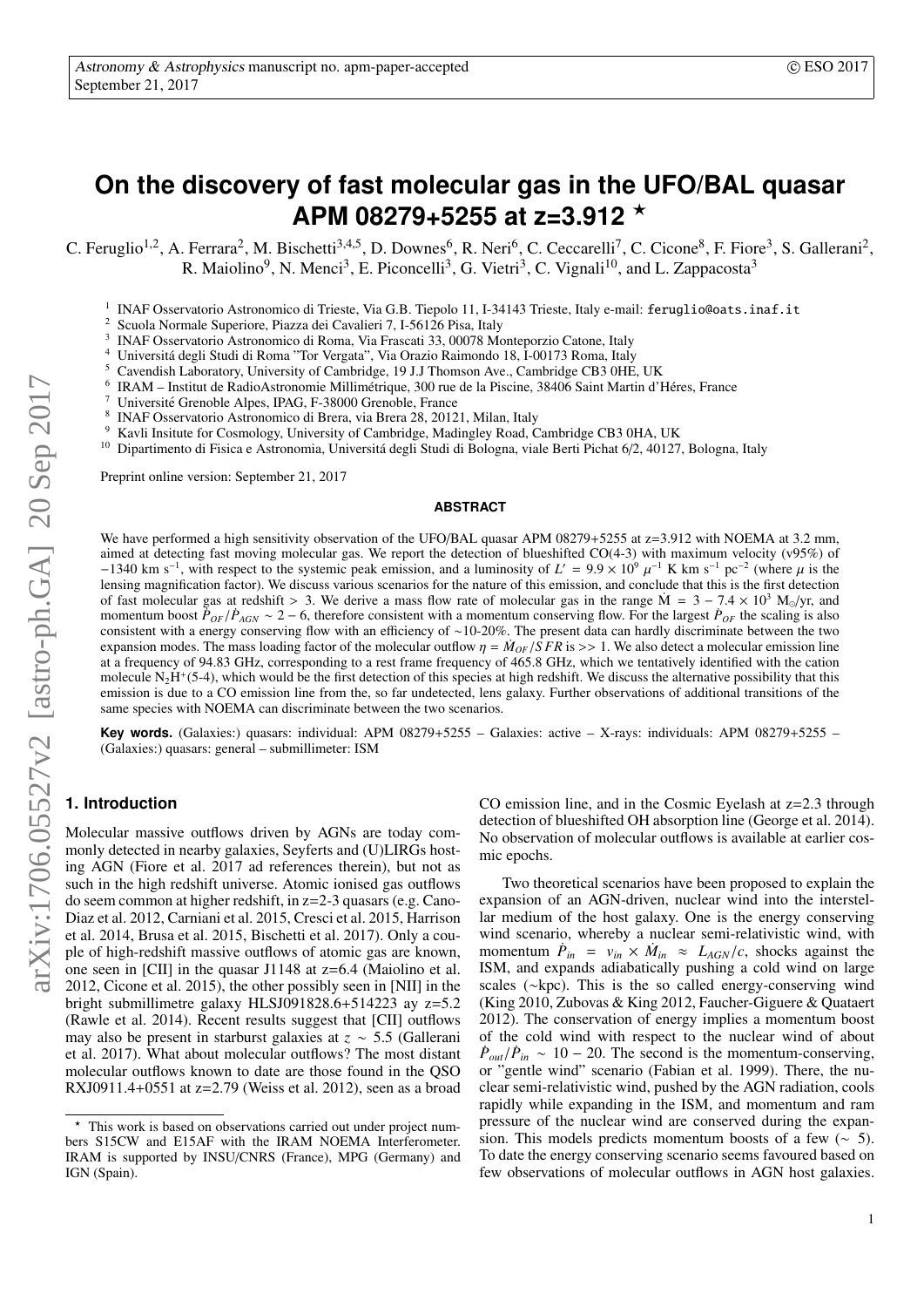# On the discovery of fast molecular gas in the UFO/BAL quasar APM 08279+5255 at z=3.912 ⋆

C. Feruglio[1,2], A. Ferrara[2], M. Bischetti[3,4,5], D. Downes[6], R. Neri[6], C. Ceccarelli[7], C. Cicone[8], F. Fiore[3], S. Gallerani[2], R. Maiolino[9], N. Menci[3], E. Piconcelli[3], G. Vietri[3], C. Vignali[10], and L. Zappacosta[3]

[1] INAF Osservatorio Astronomico di Trieste, Via G.B. Tiepolo 11, I-34143 Trieste, Italy e-mail: feruglio@oats.inaf.it
[2] Scuola Normale Superiore, Piazza dei Cavalieri 7, I-56126 Pisa, Italy
[3] INAF Osservatorio Astronomico di Roma, Via Frascati 33, 00078 Monteporzio Catone, Italy
[4] Universitá degli Studi di Roma "Tor Vergata", Via Orazio Raimondo 18, I-00173 Roma, Italy
[5] Cavendish Laboratory, University of Cambridge, 19 J.J Thomson Ave., Cambridge CB3 0HE, UK
[6] IRAM – Institut de RadioAstronomie Millimétrique, 300 rue de la Piscine, 38406 Saint Martin d'Héres, France
[7] Université Grenoble Alpes, IPAG, F-38000 Grenoble, France
[8] INAF Osservatorio Astronomico di Brera, via Brera 28, 20121, Milan, Italy
[9] Kavli Insitute for Cosmology, University of Cambridge, Madingley Road, Cambridge CB3 0HA, UK
[10] Dipartimento di Fisica e Astronomia, Universitá degli Studi di Bologna, viale Berti Pichat 6/2, 40127, Bologna, Italy

Preprint online version: September 21, 2017

## ABSTRACT

We have performed a high sensitivity observation of the UFO/BAL quasar APM 08279+5255 at z=3.912 with NOEMA at 3.2 mm, aimed at detecting fast moving molecular gas. We report the detection of blueshifted CO(4-3) with maximum velocity (v95%) of $-1340$ km s$^{-1}$, with respect to the systemic peak emission, and a luminosity of $L' = 9.9 \times 10^9 \mu^{-1}$ K km s$^{-1}$ pc$^{-2}$ (where $\mu$ is the lensing magnification factor). We discuss various scenarios for the nature of this emission, and conclude that this is the first detection of fast molecular gas at redshift > 3. We derive a mass flow rate of molecular gas in the range $\dot{M} = 3 - 7.4 \times 10^3$ M$_\odot$/yr, and momentum boost $\dot{P}_{OF}/\dot{P}_{AGN} \sim 2-6$, therefore consistent with a momentum conserving flow. For the largest $\dot{P}_{OF}$ the scaling is also consistent with a energy conserving flow with an efficiency of ~10-20%. The present data can hardly discriminate between the two expansion modes. The mass loading factor of the molecular outflow $\eta = \dot{M}_{OF}/SFR$ is >> 1. We also detect a molecular emission line at a frequency of 94.83 GHz, corresponding to a rest frame frequency of 465.8 GHz, which we tentatively identified with the cation molecule $N_2H^+$(5-4), which would be the first detection of this species at high redshift. We discuss the alternative possibility that this emission is due to a CO emission line from the, so far undetected, lens galaxy. Further observations of additional transitions of the same species with NOEMA can discriminate between the two scenarios.

**Key words.** (Galaxies:) quasars: individual: APM 08279+5255 – Galaxies: active – X-rays: individuals: APM 08279+5255 – (Galaxies:) quasars: general – submillimeter: ISM

## 1. Introduction

Molecular massive outflows driven by AGNs are today commonly detected in nearby galaxies, Seyferts and (U)LIRGs hosting AGN (Fiore et al. 2017 ad references therein), but not as such in the high redshift universe. Atomic ionised gas outflows do seem common at higher redshift, in z=2-3 quasars (e.g. Cano-Diaz et al. 2012, Carniani et al. 2015, Cresci et al. 2015, Harrison et al. 2014, Brusa et al. 2015, Bischetti et al. 2017). Only a couple of high-redshift massive outflows of atomic gas are known, one seen in [CII] in the quasar J1148 at z=6.4 (Maiolino et al. 2012, Cicone et al. 2015), the other possibly seen in [NII] in the bright submillimetre galaxy HLSJ091828.6+514223 ay z=5.2 (Rawle et al. 2014). Recent results suggest that [CII] outflows may also be present in starburst galaxies at $z \sim 5.5$ (Gallerani et al. 2017). What about molecular outflows? The most distant molecular outflows known to date are those found in the QSO RXJ0911.4+0551 at z=2.79 (Weiss et al. 2012), seen as a broad CO emission line, and in the Cosmic Eyelash at z=2.3 through detection of blueshifted OH absorption line (George et al. 2014). No observation of molecular outflows is available at earlier cosmic epochs.

Two theoretical scenarios have been proposed to explain the expansion of an AGN-driven, nuclear wind into the interstellar medium of the host galaxy. One is the energy conserving wind scenario, whereby a nuclear semi-relativistic wind, with momentum $\dot{P}_{in} = v_{in} \times \dot{M}_{in} \approx L_{AGN}/c$, shocks against the ISM, and expands adiabatically pushing a cold wind on large scales (~kpc). This is the so called energy-conserving wind (King 2010, Zubovas & King 2012, Faucher-Giguere & Quataert 2012). The conservation of energy implies a momentum boost of the cold wind with respect to the nuclear wind of about $\dot{P}_{out}/\dot{P}_{in} \sim 10-20$. The second is the momentum-conserving, or "gentle wind" scenario (Fabian et al. 1999). There, the nuclear semi-relativistic wind, pushed by the AGN radiation, cools rapidly while expanding in the ISM, and momentum and ram pressure of the nuclear wind are conserved during the expansion. This models predicts momentum boosts of a few (~ 5). To date the energy conserving scenario seems favoured based on few observations of molecular outflows in AGN host galaxies.

⋆ This work is based on observations carried out under project numbers S15CW and E15AF with the IRAM NOEMA Interferometer. IRAM is supported by INSU/CNRS (France), MPG (Germany) and IGN (Spain).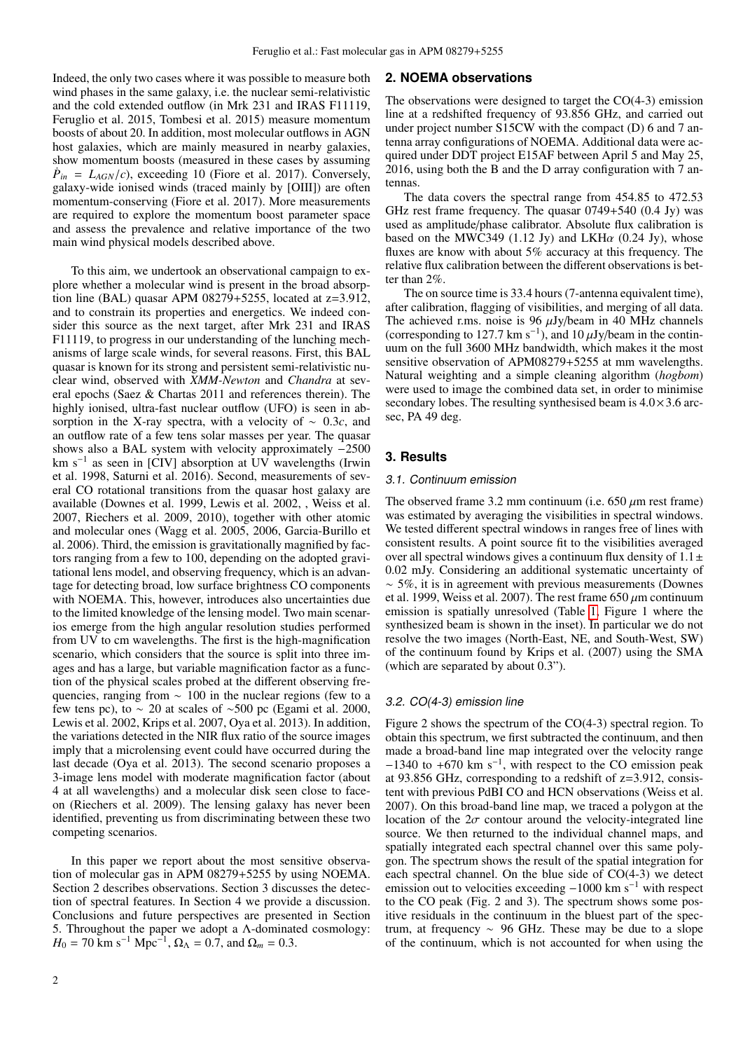Indeed, the only two cases where it was possible to measure both wind phases in the same galaxy, i.e. the nuclear semi-relativistic and the cold extended outflow (in Mrk 231 and IRAS F11119, Feruglio et al. 2015, Tombesi et al. 2015) measure momentum boosts of about 20. In addition, most molecular outflows in AGN host galaxies, which are mainly measured in nearby galaxies, show momentum boosts (measured in these cases by assuming $\dot{P}_{in} = L_{AGN}/c$), exceeding 10 (Fiore et al. 2017). Conversely, galaxy-wide ionised winds (traced mainly by [OIII]) are often momentum-conserving (Fiore et al. 2017). More measurements are required to explore the momentum boost parameter space and assess the prevalence and relative importance of the two main wind physical models described above.

To this aim, we undertook an observational campaign to explore whether a molecular wind is present in the broad absorption line (BAL) quasar APM 08279+5255, located at z=3.912, and to constrain its properties and energetics. We indeed consider this source as the next target, after Mrk 231 and IRAS F11119, to progress in our understanding of the lunching mechanisms of large scale winds, for several reasons. First, this BAL quasar is known for its strong and persistent semi-relativistic nuclear wind, observed with *XMM-Newton* and *Chandra* at several epochs (Saez & Chartas 2011 and references therein). The highly ionised, ultra-fast nuclear outflow (UFO) is seen in absorption in the X-ray spectra, with a velocity of $\sim 0.3c$, and an outflow rate of a few tens solar masses per year. The quasar shows also a BAL system with velocity approximately $-2500$ km s$^{-1}$ as seen in [CIV] absorption at UV wavelengths (Irwin et al. 1998, Saturni et al. 2016). Second, measurements of several CO rotational transitions from the quasar host galaxy are available (Downes et al. 1999, Lewis et al. 2002, , Weiss et al. 2007, Riechers et al. 2009, 2010), together with other atomic and molecular ones (Wagg et al. 2005, 2006, Garcia-Burillo et al. 2006). Third, the emission is gravitationally magnified by factors ranging from a few to 100, depending on the adopted gravitational lens model, and observing frequency, which is an advantage for detecting broad, low surface brightness CO components with NOEMA. This, however, introduces also uncertainties due to the limited knowledge of the lensing model. Two main scenarios emerge from the high angular resolution studies performed from UV to cm wavelengths. The first is the high-magnification scenario, which considers that the source is split into three images and has a large, but variable magnification factor as a function of the physical scales probed at the different observing frequencies, ranging from $\sim$ 100 in the nuclear regions (few to a few tens pc), to $\sim$ 20 at scales of $\sim$500 pc (Egami et al. 2000, Lewis et al. 2002, Krips et al. 2007, Oya et al. 2013). In addition, the variations detected in the NIR flux ratio of the source images imply that a microlensing event could have occurred during the last decade (Oya et al. 2013). The second scenario proposes a 3-image lens model with moderate magnification factor (about 4 at all wavelengths) and a molecular disk seen close to face-on (Riechers et al. 2009). The lensing galaxy has never been identified, preventing us from discriminating between these two competing scenarios.

In this paper we report about the most sensitive observation of molecular gas in APM 08279+5255 by using NOEMA. Section 2 describes observations. Section 3 discusses the detection of spectral features. In Section 4 we provide a discussion. Conclusions and future perspectives are presented in Section 5. Throughout the paper we adopt a $\Lambda$-dominated cosmology: $H_0 = 70$ km s$^{-1}$ Mpc$^{-1}$, $\Omega_\Lambda = 0.7$, and $\Omega_m = 0.3$.

## 2. NOEMA observations

The observations were designed to target the CO(4-3) emission line at a redshifted frequency of 93.856 GHz, and carried out under project number S15CW with the compact (D) 6 and 7 antenna array configurations of NOEMA. Additional data were acquired under DDT project E15AF between April 5 and May 25, 2016, using both the B and the D array configuration with 7 antennas.

The data covers the spectral range from 454.85 to 472.53 GHz rest frame frequency. The quasar 0749+540 (0.4 Jy) was used as amplitude/phase calibrator. Absolute flux calibration is based on the MWC349 (1.12 Jy) and LKH$\alpha$ (0.24 Jy), whose fluxes are know with about 5% accuracy at this frequency. The relative flux calibration between the different observations is better than 2%.

The on source time is 33.4 hours (7-antenna equivalent time), after calibration, flagging of visibilities, and merging of all data. The achieved r.m.s. noise is 96 $\mu$Jy/beam in 40 MHz channels (corresponding to 127.7 km s$^{-1}$), and 10 $\mu$Jy/beam in the continuum on the full 3600 MHz bandwidth, which makes it the most sensitive observation of APM08279+5255 at mm wavelengths. Natural weighting and a simple cleaning algorithm (*hogbom*) were used to image the combined data set, in order to minimise secondary lobes. The resulting synthesised beam is $4.0 \times 3.6$ arcsec, PA 49 deg.

## 3. Results

### 3.1. Continuum emission

The observed frame 3.2 mm continuum (i.e. 650 $\mu$m rest frame) was estimated by averaging the visibilities in spectral windows. We tested different spectral windows in ranges free of lines with consistent results. A point source fit to the visibilities averaged over all spectral windows gives a continuum flux density of $1.1 \pm 0.02$ mJy. Considering an additional systematic uncertainty of $\sim$ 5%, it is in agreement with previous measurements (Downes et al. 1999, Weiss et al. 2007). The rest frame 650 $\mu$m continuum emission is spatially unresolved (Table 1, Figure 1 where the synthesized beam is shown in the inset). In particular we do not resolve the two images (North-East, NE, and South-West, SW) of the continuum found by Krips et al. (2007) using the SMA (which are separated by about 0.3").

### 3.2. CO(4-3) emission line

Figure 2 shows the spectrum of the CO(4-3) spectral region. To obtain this spectrum, we first subtracted the continuum, and then made a broad-band line map integrated over the velocity range $-1340$ to $+670$ km s$^{-1}$, with respect to the CO emission peak at 93.856 GHz, corresponding to a redshift of z=3.912, consistent with previous PdBI CO and HCN observations (Weiss et al. 2007). On this broad-band line map, we traced a polygon at the location of the $2\sigma$ contour around the velocity-integrated line source. We then returned to the individual channel maps, and spatially integrated each spectral channel over this same polygon. The spectrum shows the result of the spatial integration for each spectral channel. On the blue side of CO(4-3) we detect emission out to velocities exceeding $-1000$ km s$^{-1}$ with respect to the CO peak (Fig. 2 and 3). The spectrum shows some positive residuals in the continuum in the bluest part of the spectrum, at frequency $\sim$ 96 GHz. These may be due to a slope of the continuum, which is not accounted for when using the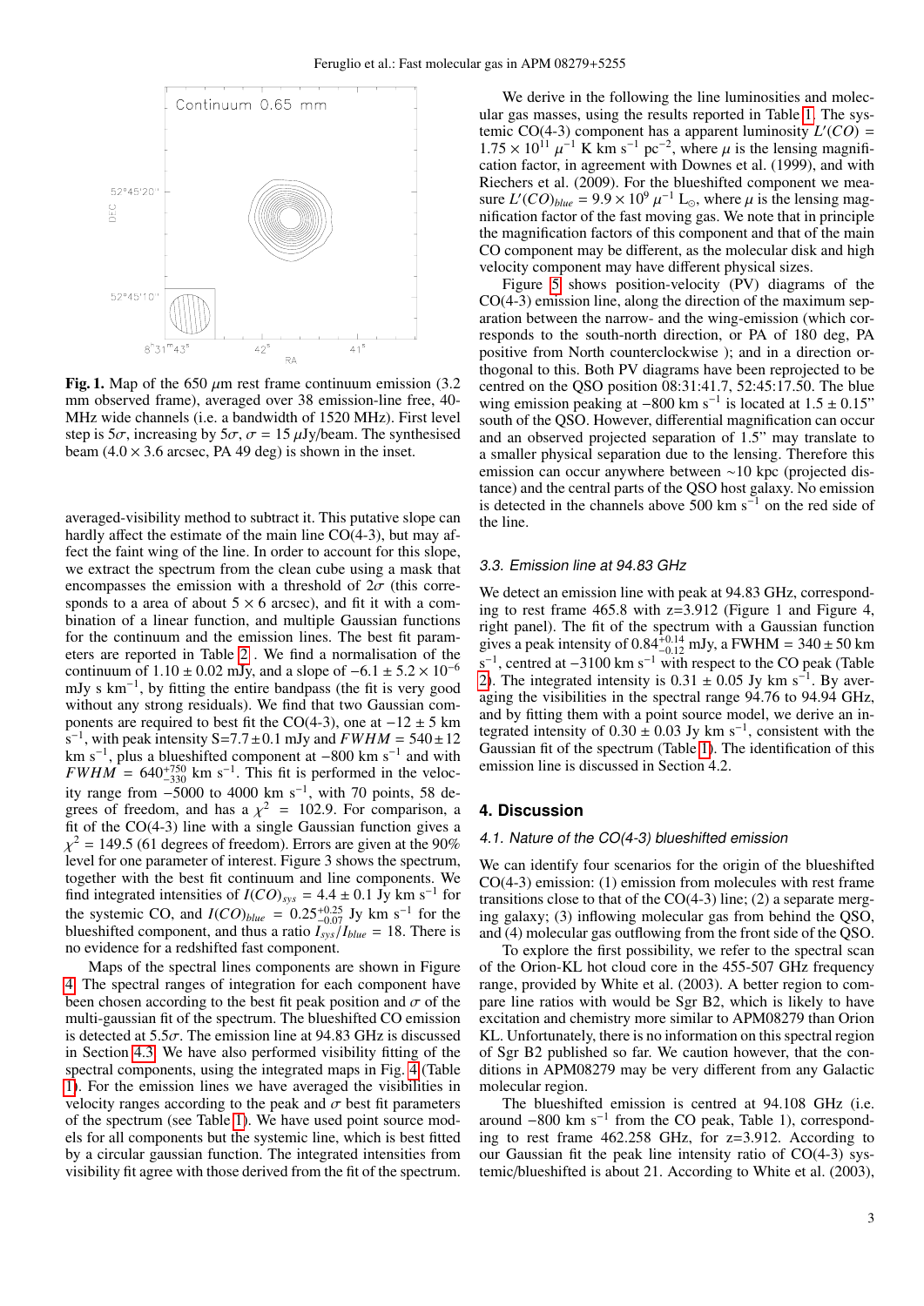Fig. 1. Map of the 650 $\mu$m rest frame continuum emission (3.2 mm observed frame), averaged over 38 emission-line free, 40-MHz wide channels (i.e. a bandwidth of 1520 MHz). First level step is $5\sigma$, increasing by $5\sigma$, $\sigma$ = 15 $\mu$Jy/beam. The synthesised beam (4.0 × 3.6 arcsec, PA 49 deg) is shown in the inset.

averaged-visibility method to subtract it. This putative slope can hardly affect the estimate of the main line CO(4-3), but may affect the faint wing of the line. In order to account for this slope, we extract the spectrum from the clean cube using a mask that encompasses the emission with a threshold of $2\sigma$ (this corresponds to a area of about 5 × 6 arcsec), and fit it with a combination of a linear function, and multiple Gaussian functions for the continuum and the emission lines. The best fit parameters are reported in Table 2 . We find a normalisation of the continuum of 1.10 ± 0.02 mJy, and a slope of $-6.1 \pm 5.2 \times 10^{-6}$ mJy s km$^{-1}$, by fitting the entire bandpass (the fit is very good without any strong residuals). We find that two Gaussian components are required to best fit the CO(4-3), one at $-12 \pm 5$ km s$^{-1}$, with peak intensity S=7.7 ± 0.1 mJy and $FWHM$ = 540 ± 12 km s$^{-1}$, plus a blueshifted component at $-800$ km s$^{-1}$ and with $FWHM = 640^{+750}_{-330}$ km s$^{-1}$. This fit is performed in the velocity range from $-5000$ to 4000 km s$^{-1}$, with 70 points, 58 degrees of freedom, and has a $\chi^2$ = 102.9. For comparison, a fit of the CO(4-3) line with a single Gaussian function gives a $\chi^2$ = 149.5 (61 degrees of freedom). Errors are given at the 90% level for one parameter of interest. Figure 3 shows the spectrum, together with the best fit continuum and line components. We find integrated intensities of $I(CO)_{sys}$ = 4.4 ± 0.1 Jy km s$^{-1}$ for the systemic CO, and $I(CO)_{blue} = 0.25^{+0.25}_{-0.07}$ Jy km s$^{-1}$ for the blueshifted component, and thus a ratio $I_{sys}/I_{blue}$ = 18. There is no evidence for a redshifted fast component.

Maps of the spectral lines components are shown in Figure 4. The spectral ranges of integration for each component have been chosen according to the best fit peak position and $\sigma$ of the multi-gaussian fit of the spectrum. The blueshifted CO emission is detected at $5.5\sigma$. The emission line at 94.83 GHz is discussed in Section 4.3. We have also performed visibility fitting of the spectral components, using the integrated maps in Fig. 4 (Table 1). For the emission lines we have averaged the visibilities in velocity ranges according to the peak and $\sigma$ best fit parameters of the spectrum (see Table 1). We have used point source models for all components but the systemic line, which is best fitted by a circular gaussian function. The integrated intensities from visibility fit agree with those derived from the fit of the spectrum.

We derive in the following the line luminosities and molecular gas masses, using the results reported in Table 1. The systemic CO(4-3) component has a apparent luminosity $L'(CO)$ = $1.75 \times 10^{11}$ $\mu^{-1}$ K km s$^{-1}$ pc$^{-2}$, where $\mu$ is the lensing magnification factor, in agreement with Downes et al. (1999), and with Riechers et al. (2009). For the blueshifted component we measure $L'(CO)_{blue} = 9.9 \times 10^9$ $\mu^{-1}$ L$_\odot$, where $\mu$ is the lensing magnification factor of the fast moving gas. We note that in principle the magnification factors of this component and that of the main CO component may be different, as the molecular disk and high velocity component may have different physical sizes.

Figure 5 shows position-velocity (PV) diagrams of the CO(4-3) emission line, along the direction of the maximum separation between the narrow- and the wing-emission (which corresponds to the south-north direction, or PA of 180 deg, PA positive from North counterclockwise ); and in a direction orthogonal to this. Both PV diagrams have been reprojected to be centred on the QSO position 08:31:41.7, 52:45:17.50. The blue wing emission peaking at $-800$ km s$^{-1}$ is located at 1.5 ± 0.15" south of the QSO. However, differential magnification can occur and an observed projected separation of 1.5" may translate to a smaller physical separation due to the lensing. Therefore this emission can occur anywhere between ~10 kpc (projected distance) and the central parts of the QSO host galaxy. No emission is detected in the channels above 500 km s$^{-1}$ on the red side of the line.

### 3.3. Emission line at 94.83 GHz

We detect an emission line with peak at 94.83 GHz, corresponding to rest frame 465.8 with z=3.912 (Figure 1 and Figure 4, right panel). The fit of the spectrum with a Gaussian function gives a peak intensity of $0.84^{+0.14}_{-0.12}$ mJy, a FWHM = 340 ± 50 km s$^{-1}$, centred at $-3100$ km s$^{-1}$ with respect to the CO peak (Table 2). The integrated intensity is 0.31 ± 0.05 Jy km s$^{-1}$. By averaging the visibilities in the spectral range 94.76 to 94.94 GHz, and by fitting them with a point source model, we derive an integrated intensity of 0.30 ± 0.03 Jy km s$^{-1}$, consistent with the Gaussian fit of the spectrum (Table 1). The identification of this emission line is discussed in Section 4.2.

## 4. Discussion

### 4.1. Nature of the CO(4-3) blueshifted emission

We can identify four scenarios for the origin of the blueshifted CO(4-3) emission: (1) emission from molecules with rest frame transitions close to that of the CO(4-3) line; (2) a separate merging galaxy; (3) inflowing molecular gas from behind the QSO, and (4) molecular gas outflowing from the front side of the QSO.

To explore the first possibility, we refer to the spectral scan of the Orion-KL hot cloud core in the 455-507 GHz frequency range, provided by White et al. (2003). A better region to compare line ratios with would be Sgr B2, which is likely to have excitation and chemistry more similar to APM08279 than Orion KL. Unfortunately, there is no information on this spectral region of Sgr B2 published so far. We caution however, that the conditions in APM08279 may be very different from any Galactic molecular region.

The blueshifted emission is centred at 94.108 GHz (i.e. around $-800$ km s$^{-1}$ from the CO peak, Table 1), corresponding to rest frame 462.258 GHz, for z=3.912. According to our Gaussian fit the peak line intensity ratio of CO(4-3) systemic/blueshifted is about 21. According to White et al. (2003),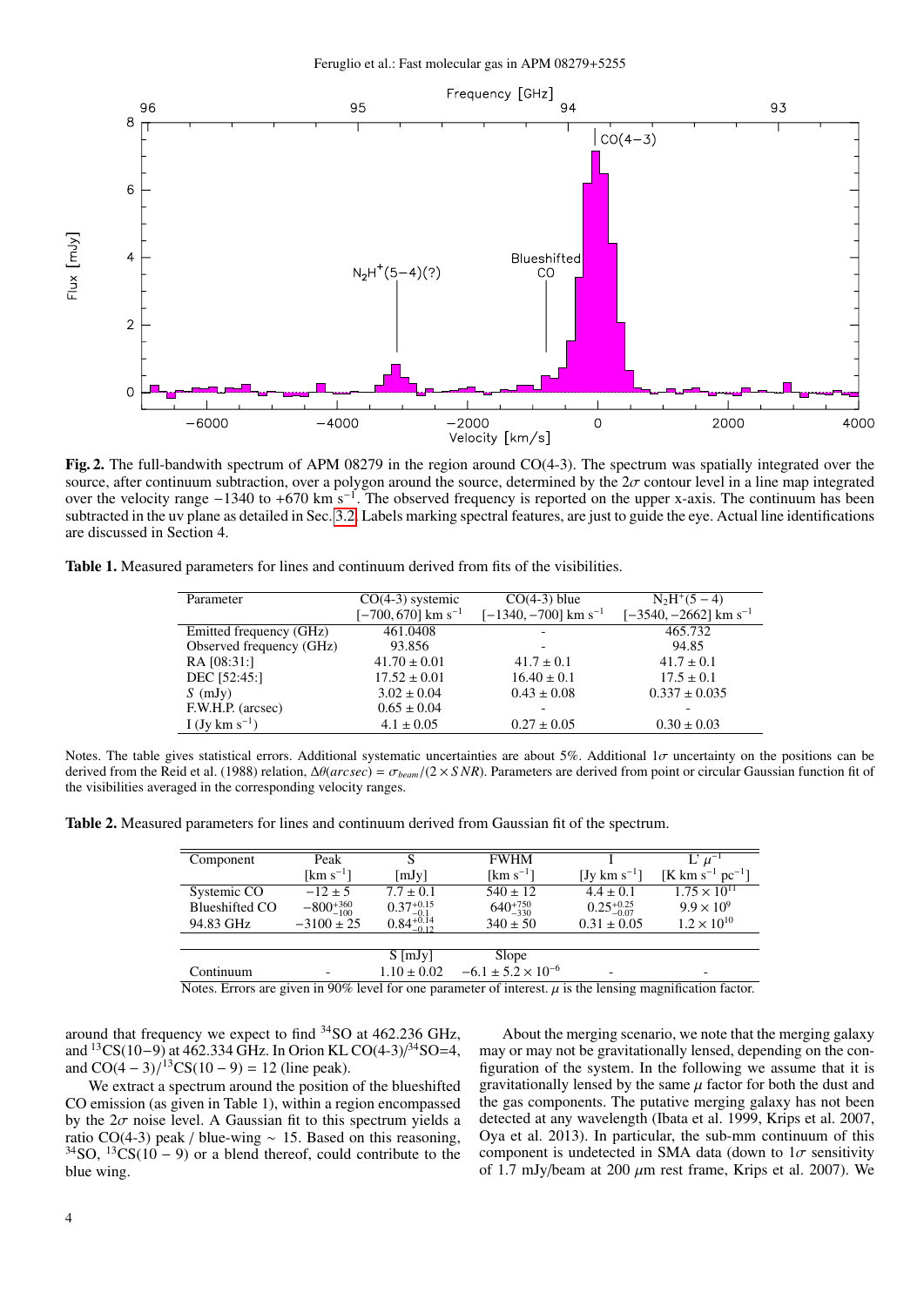Fig. 2. The full-bandwith spectrum of APM 08279 in the region around CO(4-3). The spectrum was spatially integrated over the source, after continuum subtraction, over a polygon around the source, determined by the $2\sigma$ contour level in a line map integrated over the velocity range −1340 to +670 km s$^{-1}$. The observed frequency is reported on the upper x-axis. The continuum has been subtracted in the uv plane as detailed in Sec. 3.2. Labels marking spectral features, are just to guide the eye. Actual line identifications are discussed in Section 4.

**Table 1.** Measured parameters for lines and continuum derived from fits of the visibilities.

| Parameter | CO(4-3) systemic [−700, 670] km s$^{-1}$ | CO(4-3) blue [−1340, −700] km s$^{-1}$ | $N_2H^+(5-4)$ [−3540, −2662] km s$^{-1}$ |
|---|---|---|---|
| Emitted frequency (GHz) | 461.0408 | - | 465.732 |
| Observed frequency (GHz) | 93.856 | - | 94.85 |
| RA [08:31:] | 41.70 ± 0.01 | 41.7 ± 0.1 | 41.7 ± 0.1 |
| DEC [52:45:] | 17.52 ± 0.01 | 16.40 ± 0.1 | 17.5 ± 0.1 |
| $S$ (mJy) | 3.02 ± 0.04 | 0.43 ± 0.08 | 0.337 ± 0.035 |
| F.W.H.P. (arcsec) | 0.65 ± 0.04 | - | - |
| I (Jy km s$^{-1}$) | 4.1 ± 0.05 | 0.27 ± 0.05 | 0.30 ± 0.03 |

Notes. The table gives statistical errors. Additional systematic uncertainties are about 5%. Additional $1\sigma$ uncertainty on the positions can be derived from the Reid et al. (1988) relation, $\Delta\theta(arcsec) = \sigma_{beam}/(2 \times SNR)$. Parameters are derived from point or circular Gaussian function fit of the visibilities averaged in the corresponding velocity ranges.

**Table 2.** Measured parameters for lines and continuum derived from Gaussian fit of the spectrum.

| Component | Peak [km s$^{-1}$] | S [mJy] | FWHM [km s$^{-1}$] | I [Jy km s$^{-1}$] | L' $\mu^{-1}$ [K km s$^{-1}$ pc$^{-1}$] |
|---|---|---|---|---|---|
| Systemic CO | −12 ± 5 | 7.7 ± 0.1 | 540 ± 12 | 4.4 ± 0.1 | $1.75 \times 10^{11}$ |
| Blueshifted CO | $-800^{+360}_{-100}$ | $0.37^{+0.15}_{-0.1}$ | $640^{+750}_{-330}$ | $0.25^{+0.25}_{-0.07}$ | $9.9 \times 10^{9}$ |
| 94.83 GHz | −3100 ± 25 | $0.84^{+0.14}_{-0.12}$ | 340 ± 50 | 0.31 ± 0.05 | $1.2 \times 10^{10}$ |
| | | S [mJy] | Slope | | |
| Continuum | - | 1.10 ± 0.02 | $-6.1 \pm 5.2 \times 10^{-6}$ | - | - |

Notes. Errors are given in 90% level for one parameter of interest. $\mu$ is the lensing magnification factor.

around that frequency we expect to find $^{34}$SO at 462.236 GHz, and $^{13}$CS(10−9) at 462.334 GHz. In Orion KL CO(4-3)/$^{34}$SO=4, and CO(4 − 3)/$^{13}$CS(10 − 9) = 12 (line peak).

We extract a spectrum around the position of the blueshifted CO emission (as given in Table 1), within a region encompassed by the $2\sigma$ noise level. A Gaussian fit to this spectrum yields a ratio CO(4-3) peak / blue-wing ∼ 15. Based on this reasoning, $^{34}$SO, $^{13}$CS(10 − 9) or a blend thereof, could contribute to the blue wing.

About the merging scenario, we note that the merging galaxy may or may not be gravitationally lensed, depending on the configuration of the system. In the following we assume that it is gravitationally lensed by the same $\mu$ factor for both the dust and the gas components. The putative merging galaxy has not been detected at any wavelength (Ibata et al. 1999, Krips et al. 2007, Oya et al. 2013). In particular, the sub-mm continuum of this component is undetected in SMA data (down to $1\sigma$ sensitivity of 1.7 mJy/beam at 200 $\mu$m rest frame, Krips et al. 2007). We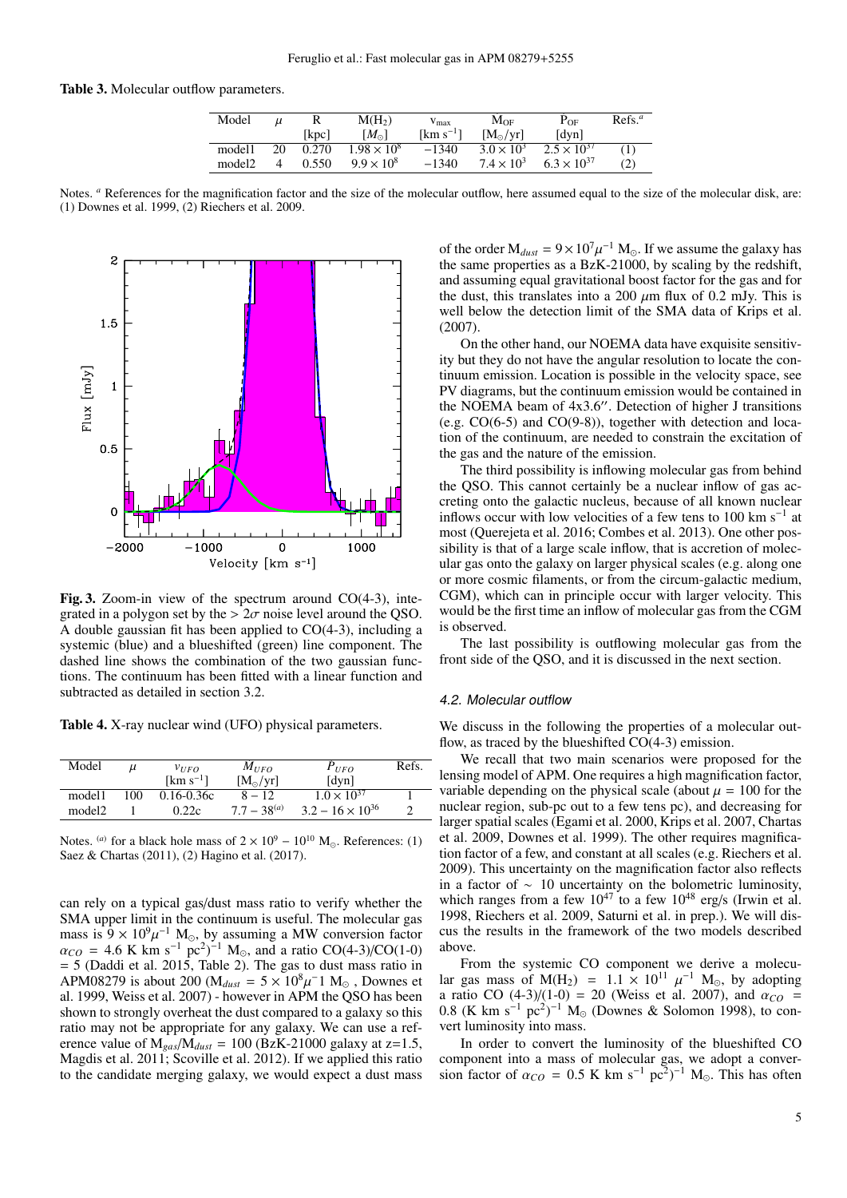**Table 3.** Molecular outflow parameters.

| Model | $\mu$ | R [kpc] | M($H_2$) [$M_\odot$] | $v_{max}$ [km s$^{-1}$] | $\dot{M}_{OF}$ [$M_\odot$/yr] | $\dot{P}_{OF}$ [dyn] | Refs.[a] |
|---|---|---|---|---|---|---|---|
| model1 | 20 | 0.270 | $1.98 \times 10^8$ | $-1340$ | $3.0 \times 10^3$ | $2.5 \times 10^{37}$ | (1) |
| model2 | 4 | 0.550 | $9.9 \times 10^8$ | $-1340$ | $7.4 \times 10^3$ | $6.3 \times 10^{37}$ | (2) |

Notes. [a] References for the magnification factor and the size of the molecular outflow, here assumed equal to the size of the molecular disk, are: (1) Downes et al. 1999, (2) Riechers et al. 2009.

**Fig. 3.** Zoom-in view of the spectrum around CO(4-3), integrated in a polygon set by the $> 2\sigma$ noise level around the QSO. A double gaussian fit has been applied to CO(4-3), including a systemic (blue) and a blueshifted (green) line component. The dashed line shows the combination of the two gaussian functions. The continuum has been fitted with a linear function and subtracted as detailed in section 3.2.

**Table 4.** X-ray nuclear wind (UFO) physical parameters.

| Model | $\mu$ | $v_{UFO}$ [km s$^{-1}$] | $\dot{M}_{UFO}$ [$M_\odot$/yr] | $\dot{P}_{UFO}$ [dyn] | Refs. |
|---|---|---|---|---|---|
| model1 | 100 | 0.16-0.36c | $8-12$ | $1.0 \times 10^{37}$ | 1 |
| model2 | 1 | 0.22c | $7.7-38^{(a)}$ | $3.2-16 \times 10^{36}$ | 2 |

Notes. [(a)] for a black hole mass of $2 \times 10^9 - 10^{10}$ $M_\odot$. References: (1) Saez & Chartas (2011), (2) Hagino et al. (2017).

can rely on a typical gas/dust mass ratio to verify whether the SMA upper limit in the continuum is useful. The molecular gas mass is $9 \times 10^9 \mu^{-1}$ $M_\odot$, by assuming a MW conversion factor $\alpha_{CO}$ = 4.6 K km s$^{-1}$ pc$^2$)$^{-1}$ $M_\odot$, and a ratio CO(4-3)/CO(1-0) = 5 (Daddi et al. 2015, Table 2). The gas to dust mass ratio in APM08279 is about 200 ($M_{dust} = 5 \times 10^8 \mu^-1$ $M_\odot$ , Downes et al. 1999, Weiss et al. 2007) - however in APM the QSO has been shown to strongly overheat the dust compared to a galaxy so this ratio may not be appropriate for any galaxy. We can use a reference value of $M_{gas}/M_{dust}$ = 100 (BzK-21000 galaxy at z=1.5, Magdis et al. 2011; Scoville et al. 2012). If we applied this ratio to the candidate merging galaxy, we would expect a dust mass of the order $M_{dust} = 9 \times 10^7 \mu^{-1}$ $M_\odot$. If we assume the galaxy has the same properties as a BzK-21000, by scaling by the redshift, and assuming equal gravitational boost factor for the gas and for the dust, this translates into a 200 $\mu$m flux of 0.2 mJy. This is well below the detection limit of the SMA data of Krips et al. (2007).

On the other hand, our NOEMA data have exquisite sensitivity but they do not have the angular resolution to locate the continuum emission. Location is possible in the velocity space, see PV diagrams, but the continuum emission would be contained in the NOEMA beam of 4x3.6″. Detection of higher J transitions (e.g. CO(6-5) and CO(9-8)), together with detection and location of the continuum, are needed to constrain the excitation of the gas and the nature of the emission.

The third possibility is inflowing molecular gas from behind the QSO. This cannot certainly be a nuclear inflow of gas accreting onto the galactic nucleus, because of all known nuclear inflows occur with low velocities of a few tens to 100 km s$^{-1}$ at most (Querejeta et al. 2016; Combes et al. 2013). One other possibility is that of a large scale inflow, that is accretion of molecular gas onto the galaxy on larger physical scales (e.g. along one or more cosmic filaments, or from the circum-galactic medium, CGM), which can in principle occur with larger velocity. This would be the first time an inflow of molecular gas from the CGM is observed.

The last possibility is outflowing molecular gas from the front side of the QSO, and it is discussed in the next section.

### 4.2. Molecular outflow

We discuss in the following the properties of a molecular outflow, as traced by the blueshifted CO(4-3) emission.

We recall that two main scenarios were proposed for the lensing model of APM. One requires a high magnification factor, variable depending on the physical scale (about $\mu$ = 100 for the nuclear region, sub-pc out to a few tens pc), and decreasing for larger spatial scales (Egami et al. 2000, Krips et al. 2007, Chartas et al. 2009, Downes et al. 1999). The other requires magnification factor of a few, and constant at all scales (e.g. Riechers et al. 2009). This uncertainty on the magnification factor also reflects in a factor of $\sim$ 10 uncertainty on the bolometric luminosity, which ranges from a few $10^{47}$ to a few $10^{48}$ erg/s (Irwin et al. 1998, Riechers et al. 2009, Saturni et al. in prep.). We will discuss the results in the framework of the two models described above.

From the systemic CO component we derive a molecular gas mass of M($H_2$) = $1.1 \times 10^{11}$ $\mu^{-1}$ $M_\odot$, by adopting a ratio CO (4-3)/(1-0) = 20 (Weiss et al. 2007), and $\alpha_{CO}$ = 0.8 (K km s$^{-1}$ pc$^2$)$^{-1}$ $M_\odot$ (Downes & Solomon 1998), to convert luminosity into mass.

In order to convert the luminosity of the blueshifted CO component into a mass of molecular gas, we adopt a conversion factor of $\alpha_{CO}$ = 0.5 K km s$^{-1}$ pc$^2$)$^{-1}$ $M_\odot$. This has often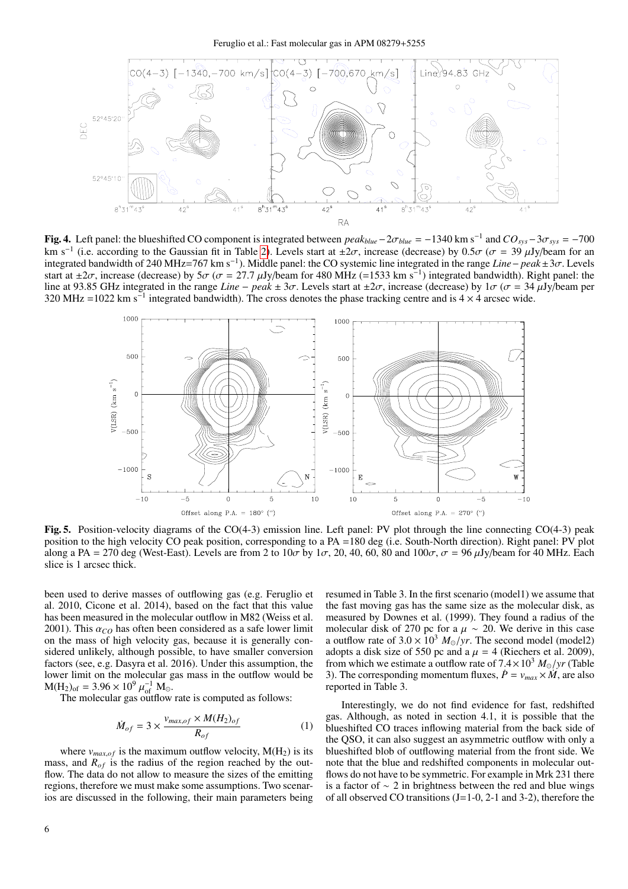**Fig. 4.** Left panel: the blueshifted CO component is integrated between $peak_{blue} - 2\sigma_{blue} = -1340$ km s$^{-1}$ and $CO_{sys} - 3\sigma_{sys} = -700$ km s$^{-1}$ (i.e. according to the Gaussian fit in Table 2). Levels start at $\pm 2\sigma$, increase (decrease) by $0.5\sigma$ ($\sigma$ = 39 $\mu$Jy/beam for an integrated bandwidth of 240 MHz=767 km s$^{-1}$). Middle panel: the CO systemic line integrated in the range $Line - peak \pm 3\sigma$. Levels start at $\pm 2\sigma$, increase (decrease) by $5\sigma$ ($\sigma$ = 27.7 $\mu$Jy/beam for 480 MHz (=1533 km s$^{-1}$) integrated bandwidth). Right panel: the line at 93.85 GHz integrated in the range $Line - peak \pm 3\sigma$. Levels start at $\pm 2\sigma$, increase (decrease) by $1\sigma$ ($\sigma$ = 34 $\mu$Jy/beam per 320 MHz =1022 km s$^{-1}$ integrated bandwidth). The cross denotes the phase tracking centre and is $4 \times 4$ arcsec wide.

**Fig. 5.** Position-velocity diagrams of the CO(4-3) emission line. Left panel: PV plot through the line connecting CO(4-3) peak position to the high velocity CO peak position, corresponding to a PA =180 deg (i.e. South-North direction). Right panel: PV plot along a PA = 270 deg (West-East). Levels are from 2 to $10\sigma$ by $1\sigma$, 20, 40, 60, 80 and $100\sigma$, $\sigma$ = 96 $\mu$Jy/beam for 40 MHz. Each slice is 1 arcsec thick.

been used to derive masses of outflowing gas (e.g. Feruglio et al. 2010, Cicone et al. 2014), based on the fact that this value has been measured in the molecular outflow in M82 (Weiss et al. 2001). This $\alpha_{CO}$ has often been considered as a safe lower limit on the mass of high velocity gas, because it is generally considered unlikely, although possible, to have smaller conversion factors (see, e.g. Dasyra et al. 2016). Under this assumption, the lower limit on the molecular gas mass in the outflow would be $M(H_2)_{of} = 3.96 \times 10^9 \mu_{of}^{-1}$ M$_\odot$.

The molecular gas outflow rate is computed as follows:

$$\dot{M}_{of} = 3 \times \frac{v_{max,of} \times M(H_2)_{of}}{R_{of}} \quad (1)$$

where $v_{max,of}$ is the maximum outflow velocity, M($H_2$) is its mass, and $R_{of}$ is the radius of the region reached by the outflow. The data do not allow to measure the sizes of the emitting regions, therefore we must make some assumptions. Two scenarios are discussed in the following, their main parameters being resumed in Table 3. In the first scenario (model1) we assume that the fast moving gas has the same size as the molecular disk, as measured by Downes et al. (1999). They found a radius of the molecular disk of 270 pc for a $\mu \sim 20$. We derive in this case a outflow rate of $3.0 \times 10^3$ $M_\odot/yr$. The second model (model2) adopts a disk size of 550 pc and a $\mu = 4$ (Riechers et al. 2009), from which we estimate a outflow rate of $7.4 \times 10^3$ $M_\odot/yr$ (Table 3). The corresponding momentum fluxes, $\dot{P} = v_{max} \times \dot{M}$, are also reported in Table 3.

Interestingly, we do not find evidence for fast, redshifted gas. Although, as noted in section 4.1, it is possible that the blueshifted CO traces inflowing material from the back side of the QSO, it can also suggest an asymmetric outflow with only a blueshifted blob of outflowing material from the front side. We note that the blue and redshifted components in molecular outflows do not have to be symmetric. For example in Mrk 231 there is a factor of $\sim 2$ in brightness between the red and blue wings of all observed CO transitions (J=1-0, 2-1 and 3-2), therefore the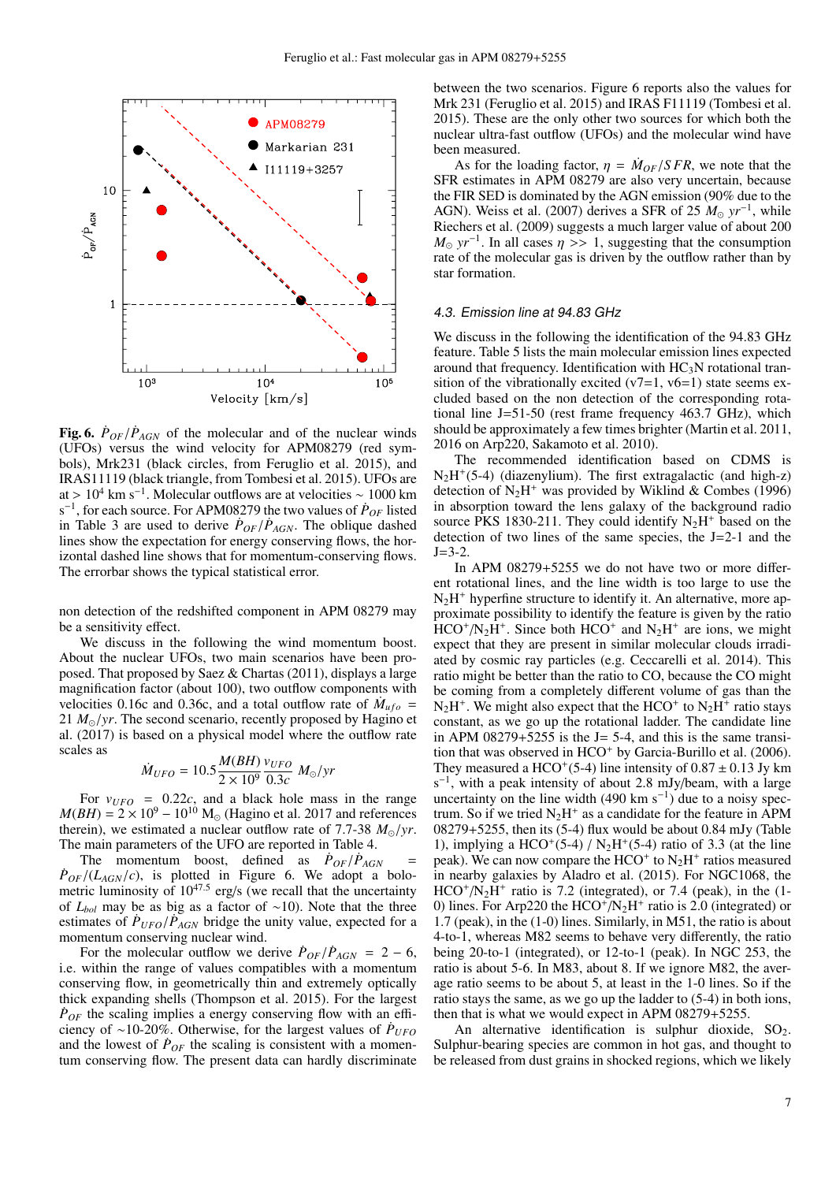**Fig. 6.** $\dot{P}_{OF}/\dot{P}_{AGN}$ of the molecular and of the nuclear winds (UFOs) versus the wind velocity for APM08279 (red symbols), Mrk231 (black circles, from Feruglio et al. 2015), and IRAS11119 (black triangle, from Tombesi et al. 2015). UFOs are at $> 10^4$ km s$^{-1}$. Molecular outflows are at velocities $\sim$ 1000 km s$^{-1}$, for each source. For APM08279 the two values of $\dot{P}_{OF}$ listed in Table 3 are used to derive $\dot{P}_{OF}/\dot{P}_{AGN}$. The oblique dashed lines show the expectation for energy conserving flows, the horizontal dashed line shows that for momentum-conserving flows. The errorbar shows the typical statistical error.

non detection of the redshifted component in APM 08279 may be a sensitivity effect.

We discuss in the following the wind momentum boost. About the nuclear UFOs, two main scenarios have been proposed. That proposed by Saez & Chartas (2011), displays a large magnification factor (about 100), with two outflow components with velocities 0.16c and 0.36c, and a total outflow rate of $\dot{M}_{ufo}$ = 21 $M_{\odot}/yr$. The second scenario, recently proposed by Hagino et al. (2017) is based on a physical model where the outflow rate scales as

$$\dot{M}_{UFO} = 10.5 \frac{M(BH)}{2\times10^9}\frac{v_{UFO}}{0.3c}\ M_{\odot}/yr$$

For $v_{UFO}$ = 0.22c, and a black hole mass in the range $M(BH) = 2\times10^9 - 10^{10}$ $M_{\odot}$ (Hagino et al. 2017 and references therein), we estimated a nuclear outflow rate of 7.7-38 $M_{\odot}/yr$. The main parameters of the UFO are reported in Table 4.

The momentum boost, defined as $\dot{P}_{OF}/\dot{P}_{AGN}$ = $\dot{P}_{OF}/(L_{AGN}/c)$, is plotted in Figure 6. We adopt a bolometric luminosity of $10^{47.5}$ erg/s (we recall that the uncertainty of $L_{bol}$ may be as big as a factor of ~10). Note that the three estimates of $\dot{P}_{UFO}/\dot{P}_{AGN}$ bridge the unity value, expected for a momentum conserving nuclear wind.

For the molecular outflow we derive $\dot{P}_{OF}/\dot{P}_{AGN}$ = 2 − 6, i.e. within the range of values compatibles with a momentum conserving flow, in geometrically thin and extremely optically thick expanding shells (Thompson et al. 2015). For the largest $\dot{P}_{OF}$ the scaling implies a energy conserving flow with an efficiency of ~10-20%. Otherwise, for the largest values of $\dot{P}_{UFO}$ and the lowest of $\dot{P}_{OF}$ the scaling is consistent with a momentum conserving flow. The present data can hardly discriminate between the two scenarios. Figure 6 reports also the values for Mrk 231 (Feruglio et al. 2015) and IRAS F11119 (Tombesi et al. 2015). These are the only other two sources for which both the nuclear ultra-fast outflow (UFOs) and the molecular wind have been measured.

As for the loading factor, $\eta = \dot{M}_{OF}/SFR$, we note that the SFR estimates in APM 08279 are also very uncertain, because the FIR SED is dominated by the AGN emission (90% due to the AGN). Weiss et al. (2007) derives a SFR of 25 $M_{\odot}\ yr^{-1}$, while Riechers et al. (2009) suggests a much larger value of about 200 $M_{\odot}\ yr^{-1}$. In all cases $\eta >> 1$, suggesting that the consumption rate of the molecular gas is driven by the outflow rather than by star formation.

### 4.3. Emission line at 94.83 GHz

We discuss in the following the identification of the 94.83 GHz feature. Table 5 lists the main molecular emission lines expected around that frequency. Identification with $HC_3N$ rotational transition of the vibrationally excited (v7=1, v6=1) state seems excluded based on the non detection of the corresponding rotational line J=51-50 (rest frame frequency 463.7 GHz), which should be approximately a few times brighter (Martin et al. 2011, 2016 on Arp220, Sakamoto et al. 2010).

The recommended identification based on CDMS is $N_2H^+$(5-4) (diazenylium). The first extragalactic (and high-z) detection of $N_2H^+$ was provided by Wiklind & Combes (1996) in absorption toward the lens galaxy of the background radio source PKS 1830-211. They could identify $N_2H^+$ based on the detection of two lines of the same species, the J=2-1 and the J=3-2.

In APM 08279+5255 we do not have two or more different rotational lines, and the line width is too large to use the $N_2H^+$ hyperfine structure to identify it. An alternative, more approximate possibility to identify the feature is given by the ratio $HCO^+/N_2H^+$. Since both $HCO^+$ and $N_2H^+$ are ions, we might expect that they are present in similar molecular clouds irradiated by cosmic ray particles (e.g. Ceccarelli et al. 2014). This ratio might be better than the ratio to CO, because the CO might be coming from a completely different volume of gas than the $N_2H^+$. We might also expect that the $HCO^+$ to $N_2H^+$ ratio stays constant, as we go up the rotational ladder. The candidate line in APM 08279+5255 is the J= 5-4, and this is the same transition that was observed in $HCO^+$ by Garcia-Burillo et al. (2006). They measured a $HCO^+$(5-4) line intensity of 0.87 ± 0.13 Jy km s$^{-1}$, with a peak intensity of about 2.8 mJy/beam, with a large uncertainty on the line width (490 km s$^{-1}$) due to a noisy spectrum. So if we tried $N_2H^+$ as a candidate for the feature in APM 08279+5255, then its (5-4) flux would be about 0.84 mJy (Table 1), implying a $HCO^+$(5-4) / $N_2H^+$(5-4) ratio of 3.3 (at the line peak). We can now compare the $HCO^+$ to $N_2H^+$ ratios measured in nearby galaxies by Aladro et al. (2015). For NGC1068, the $HCO^+/N_2H^+$ ratio is 7.2 (integrated), or 7.4 (peak), in the (1-0) lines. For Arp220 the $HCO^+/N_2H^+$ ratio is 2.0 (integrated) or 1.7 (peak), in the (1-0) lines. Similarly, in M51, the ratio is about 4-to-1, whereas M82 seems to behave very differently, the ratio being 20-to-1 (integrated), or 12-to-1 (peak). In NGC 253, the ratio is about 5-6. In M83, about 8. If we ignore M82, the average ratio seems to be about 5, at least in the 1-0 lines. So if the ratio stays the same, as we go up the ladder to (5-4) in both ions, then that is what we would expect in APM 08279+5255.

An alternative identification is sulphur dioxide, $SO_2$. Sulphur-bearing species are common in hot gas, and thought to be released from dust grains in shocked regions, which we likely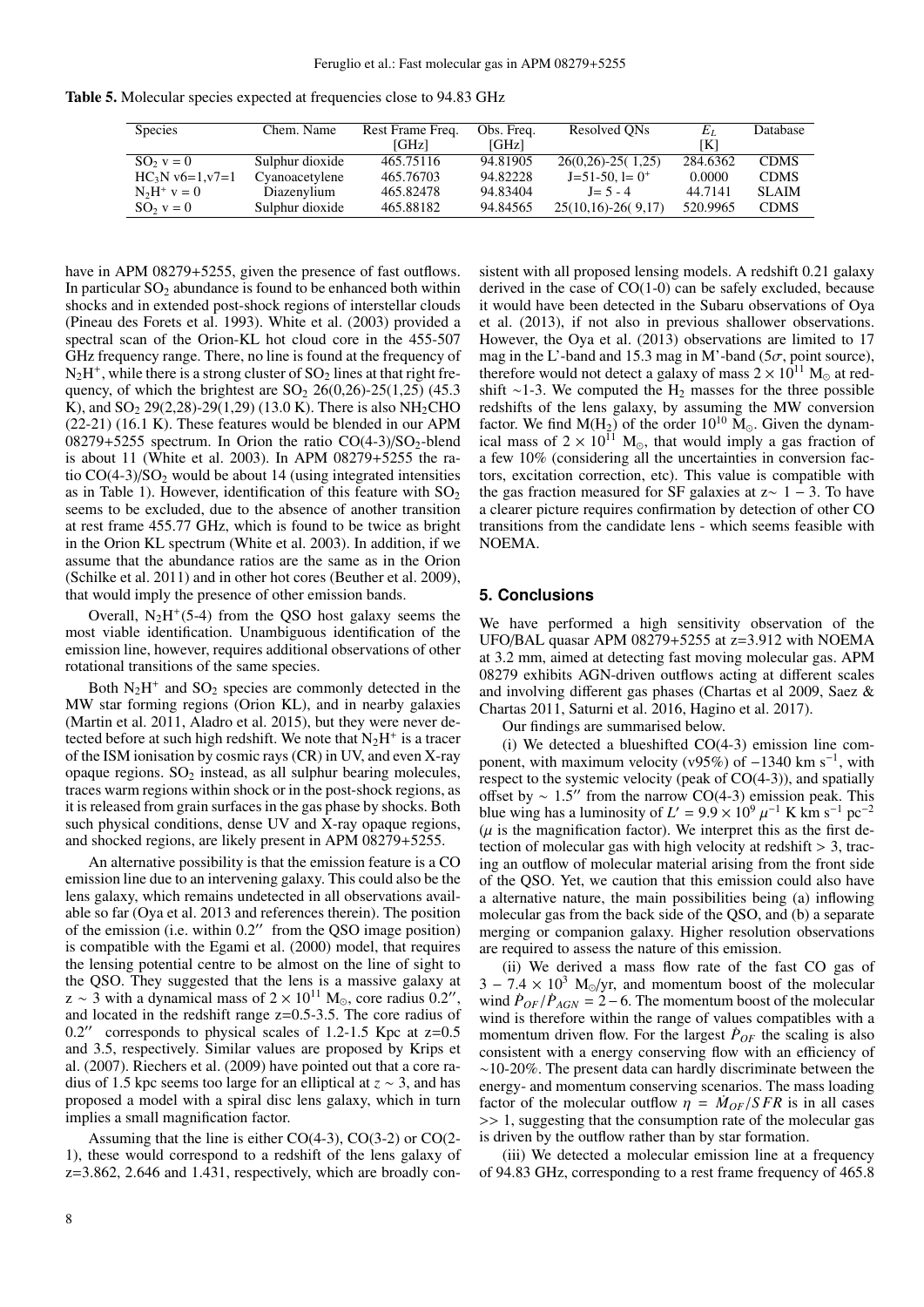**Table 5.** Molecular species expected at frequencies close to 94.83 GHz

| Species | Chem. Name | Rest Frame Freq. [GHz] | Obs. Freq. [GHz] | Resolved QNs | $E_L$ [K] | Database |
|---|---|---|---|---|---|---|
| $SO_2$ v = 0 | Sulphur dioxide | 465.75116 | 94.81905 | 26(0,26)-25( 1,25) | 284.6362 | CDMS |
| $HC_3N$ v6=1,v7=1 | Cyanoacetylene | 465.76703 | 94.82228 | J=51-50, l= $0^+$ | 0.0000 | CDMS |
| $N_2H^+$ v = 0 | Diazenylium | 465.82478 | 94.83404 | J= 5 - 4 | 44.7141 | SLAIM |
| $SO_2$ v = 0 | Sulphur dioxide | 465.88182 | 94.84565 | 25(10,16)-26( 9,17) | 520.9965 | CDMS |

have in APM 08279+5255, given the presence of fast outflows. In particular $SO_2$ abundance is found to be enhanced both within shocks and in extended post-shock regions of interstellar clouds (Pineau des Forets et al. 1993). White et al. (2003) provided a spectral scan of the Orion-KL hot cloud core in the 455-507 GHz frequency range. There, no line is found at the frequency of $N_2H^+$, while there is a strong cluster of $SO_2$ lines at that right frequency, of which the brightest are $SO_2$ 26(0,26)-25(1,25) (45.3 K), and $SO_2$ 29(2,28)-29(1,29) (13.0 K). There is also $NH_2CHO$ (22-21) (16.1 K). These features would be blended in our APM 08279+5255 spectrum. In Orion the ratio CO(4-3)/$SO_2$-blend is about 11 (White et al. 2003). In APM 08279+5255 the ratio CO(4-3)/$SO_2$ would be about 14 (using integrated intensities as in Table 1). However, identification of this feature with $SO_2$ seems to be excluded, due to the absence of another transition at rest frame 455.77 GHz, which is found to be twice as bright in the Orion KL spectrum (White et al. 2003). In addition, if we assume that the abundance ratios are the same as in the Orion (Schilke et al. 2011) and in other hot cores (Beuther et al. 2009), that would imply the presence of other emission bands.

Overall, $N_2H^+$(5-4) from the QSO host galaxy seems the most viable identification. Unambiguous identification of the emission line, however, requires additional observations of other rotational transitions of the same species.

Both $N_2H^+$ and $SO_2$ species are commonly detected in the MW star forming regions (Orion KL), and in nearby galaxies (Martin et al. 2011, Aladro et al. 2015), but they were never detected before at such high redshift. We note that $N_2H^+$ is a tracer of the ISM ionisation by cosmic rays (CR) in UV, and even X-ray opaque regions. $SO_2$ instead, as all sulphur bearing molecules, traces warm regions within shock or in the post-shock regions, as it is released from grain surfaces in the gas phase by shocks. Both such physical conditions, dense UV and X-ray opaque regions, and shocked regions, are likely present in APM 08279+5255.

An alternative possibility is that the emission feature is a CO emission line due to an intervening galaxy. This could also be the lens galaxy, which remains undetected in all observations available so far (Oya et al. 2013 and references therein). The position of the emission (i.e. within 0.2″ from the QSO image position) is compatible with the Egami et al. (2000) model, that requires the lensing potential centre to be almost on the line of sight to the QSO. They suggested that the lens is a massive galaxy at z ∼ 3 with a dynamical mass of $2 \times 10^{11}$ M$_\odot$, core radius 0.2″, and located in the redshift range z=0.5-3.5. The core radius of 0.2″ corresponds to physical scales of 1.2-1.5 Kpc at z=0.5 and 3.5, respectively. Similar values are proposed by Krips et al. (2007). Riechers et al. (2009) have pointed out that a core radius of 1.5 kpc seems too large for an elliptical at $z \sim 3$, and has proposed a model with a spiral disc lens galaxy, which in turn implies a small magnification factor.

Assuming that the line is either CO(4-3), CO(3-2) or CO(2-1), these would correspond to a redshift of the lens galaxy of z=3.862, 2.646 and 1.431, respectively, which are broadly consistent with all proposed lensing models. A redshift 0.21 galaxy derived in the case of CO(1-0) can be safely excluded, because it would have been detected in the Subaru observations of Oya et al. (2013), if not also in previous shallower observations. However, the Oya et al. (2013) observations are limited to 17 mag in the L'-band and 15.3 mag in M'-band (5$\sigma$, point source), therefore would not detect a galaxy of mass $2 \times 10^{11}$ M$_\odot$ at redshift ∼1-3. We computed the $H_2$ masses for the three possible redshifts of the lens galaxy, by assuming the MW conversion factor. We find M($H_2$) of the order $10^{10}$ M$_\odot$. Given the dynamical mass of $2 \times 10^{11}$ M$_\odot$, that would imply a gas fraction of a few 10% (considering all the uncertainties in conversion factors, excitation correction, etc). This value is compatible with the gas fraction measured for SF galaxies at z∼ 1 − 3. To have a clearer picture requires confirmation by detection of other CO transitions from the candidate lens - which seems feasible with NOEMA.

## 5. Conclusions

We have performed a high sensitivity observation of the UFO/BAL quasar APM 08279+5255 at z=3.912 with NOEMA at 3.2 mm, aimed at detecting fast moving molecular gas. APM 08279 exhibits AGN-driven outflows acting at different scales and involving different gas phases (Chartas et al 2009, Saez & Chartas 2011, Saturni et al. 2016, Hagino et al. 2017).

Our findings are summarised below.

(i) We detected a blueshifted CO(4-3) emission line component, with maximum velocity (v95%) of −1340 km s$^{-1}$, with respect to the systemic velocity (peak of CO(4-3)), and spatially offset by ∼ 1.5″ from the narrow CO(4-3) emission peak. This blue wing has a luminosity of $L' = 9.9 \times 10^9\ \mu^{-1}$ K km s$^{-1}$ pc$^{-2}$ ($\mu$ is the magnification factor). We interpret this as the first detection of molecular gas with high velocity at redshift > 3, tracing an outflow of molecular material arising from the front side of the QSO. Yet, we caution that this emission could also have a alternative nature, the main possibilities being (a) inflowing molecular gas from the back side of the QSO, and (b) a separate merging or companion galaxy. Higher resolution observations are required to assess the nature of this emission.

(ii) We derived a mass flow rate of the fast CO gas of $3 - 7.4 \times 10^3$ M$_\odot$/yr, and momentum boost of the molecular wind $\dot{P}_{OF}/\dot{P}_{AGN} = 2 - 6$. The momentum boost of the molecular wind is therefore within the range of values compatibles with a momentum driven flow. For the largest $\dot{P}_{OF}$ the scaling is also consistent with a energy conserving flow with an efficiency of ∼10-20%. The present data can hardly discriminate between the energy- and momentum conserving scenarios. The mass loading factor of the molecular outflow $\eta = \dot{M}_{OF}/SFR$ is in all cases >> 1, suggesting that the consumption rate of the molecular gas is driven by the outflow rather than by star formation.

(iii) We detected a molecular emission line at a frequency of 94.83 GHz, corresponding to a rest frame frequency of 465.8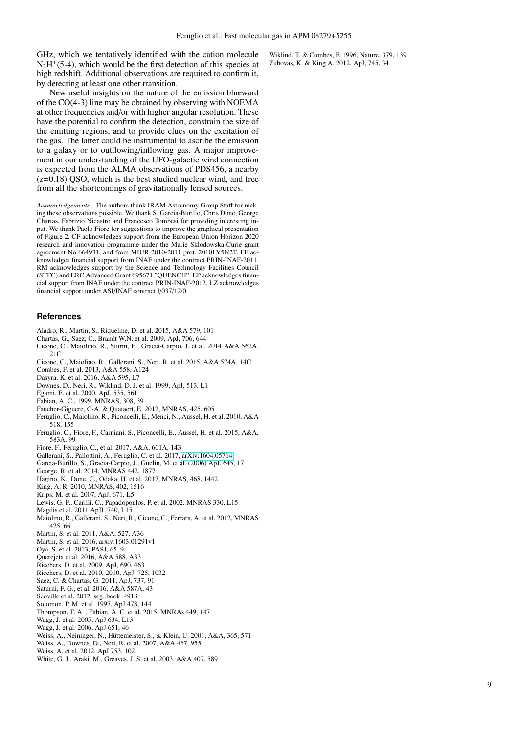GHz, which we tentatively identified with the cation molecule $N_2H^+$(5-4), which would be the first detection of this species at high redshift. Additional observations are required to confirm it, by detecting at least one other transition.

New useful insights on the nature of the emission blueward of the CO(4-3) line may be obtained by observing with NOEMA at other frequencies and/or with higher angular resolution. These have the potential to confirm the detection, constrain the size of the emitting regions, and to provide clues on the excitation of the gas. The latter could be instrumental to ascribe the emission to a galaxy or to outflowing/inflowing gas. A major improvement in our understanding of the UFO-galactic wind connection is expected from the ALMA observations of PDS456, a nearby (z=0.18) QSO, which is the best studied nuclear wind, and free from all the shortcomings of gravitationally lensed sources.

*Acknowledgements.* The authors thank IRAM Astronomy Group Staff for making these observations possible. We thank S. Garcia-Burillo, Chris Done, George Chartas, Fabrizio Nicastro and Francesco Tombesi for providing interesting input. We thank Paolo Fiore for suggestions to improve the graphical presentation of Figure 2. CF acknowledges support from the European Union Horizon 2020 research and innovation programme under the Marie Sklodowska-Curie grant agreement No 664931, and from MIUR 2010-2011 prot. 2010LY5N2T. FF acknowledges financial support from INAF under the contract PRIN-INAF-2011. RM acknowledges support by the Science and Technology Facilities Council (STFC) and ERC Advanced Grant 695671 "QUENCH". EP acknowledges financial support from INAF under the contract PRIN-INAF-2012. LZ acknowledges financial support under ASI/INAF contract I/037/12/0

## References

Aladro, R., Martin, S., Riquelme, D. et al. 2015, A&A 579, 101
Chartas, G., Saez, C., Brandt W.N. et al. 2009, ApJ, 706, 644
Cicone, C., Maiolino, R., Sturm, E., Gracia-Carpio, J. et al. 2014 A&A 562A, 21C
Cicone, C., Maiolino, R., Gallerani, S., Neri, R. et al. 2015, A&A 574A, 14C
Combes, F. et al. 2013, A&A 558, A124
Dasyra, K. et al. 2016, A&A 595, L7
Downes, D., Neri, R., Wiklind, D. J. et al. 1999, ApJ, 513, L1
Egami, E. et al. 2000, ApJ, 535, 561
Fabian, A. C., 1999, MNRAS, 308, 39
Faucher-Giguere, C-A. & Quataert, E. 2012, MNRAS, 425, 605
Feruglio, C., Maiolino, R., Piconcelli, E., Menci, N., Aussel, H. et al. 2010, A&A 518, 155
Feruglio, C., Fiore, F., Carniani, S., Piconcelli, E., Aussel, H. et al. 2015, A&A, 583A, 99
Fiore, F., Feruglio, C., et al. 2017, A&A, 601A, 143
Gallerani, S., Pallottini, A., Feruglio, C. et al. 2017, arXiv:1604.05714
Garcia-Burillo, S., Gracia-Carpio, J., Guelin, M. et al. (2006) ApJ, 645, 17
George, R. et al. 2014, MNRAS 442, 1877
Hagino, K., Done, C., Odaka, H. et al. 2017, MNRAS, 468, 1442
King, A. R. 2010, MNRAS, 402, 1516
Krips, M. et al. 2007, ApJ, 671, L5
Lewis, G. F., Carilli, C., Papadopoulos, P. et al. 2002, MNRAS 330, L15
Magdis et al. 2011 ApJL 740, L15
Maiolino, R., Gallerani, S., Neri, R., Cicone, C., Ferrara, A. et al. 2012, MNRAS 425, 66
Martin, S. et al. 2011, A&A, 527, A36
Martin, S. et al. 2016, arxiv:1603:01291v1
Oya, S. et al. 2013, PASJ, 65, 9
Querejeta et al. 2016, A&A 588, A33
Riechers, D. et al. 2009, ApJ, 690, 463
Riechers, D. et al. 2010, 2010, ApJ, 725, 1032
Saez, C. & Chartas, G. 2011, ApJ, 737, 91
Saturni, F. G., et al. 2016, A&A 587A, 43
Scoville et al. 2012, seg..book..491S
Solomon, P. M. et al. 1997, ApJ 478, 144
Thompson, T. A. , Fabian, A. C. et al. 2015, MNRAs 449, 147
Wagg, J. et al. 2005, ApJ 634, L13
Wagg, J. et al. 2006, ApJ 651, 46
Weiss, A., Neininger, N., Hüttemeister, S., & Klein, U. 2001, A&A, 365, 571
Weiss, A., Downes, D., Neri, R. et al. 2007, A&A 467, 955
Weiss, A. et al. 2012, ApJ 753, 102
White, G. J., Araki, M., Greaves, J. S. et al. 2003, A&A 407, 589
Wiklind, T. & Combes, F. 1996, Nature, 379, 139
Zubovas, K. & King A. 2012, ApJ, 745, 34